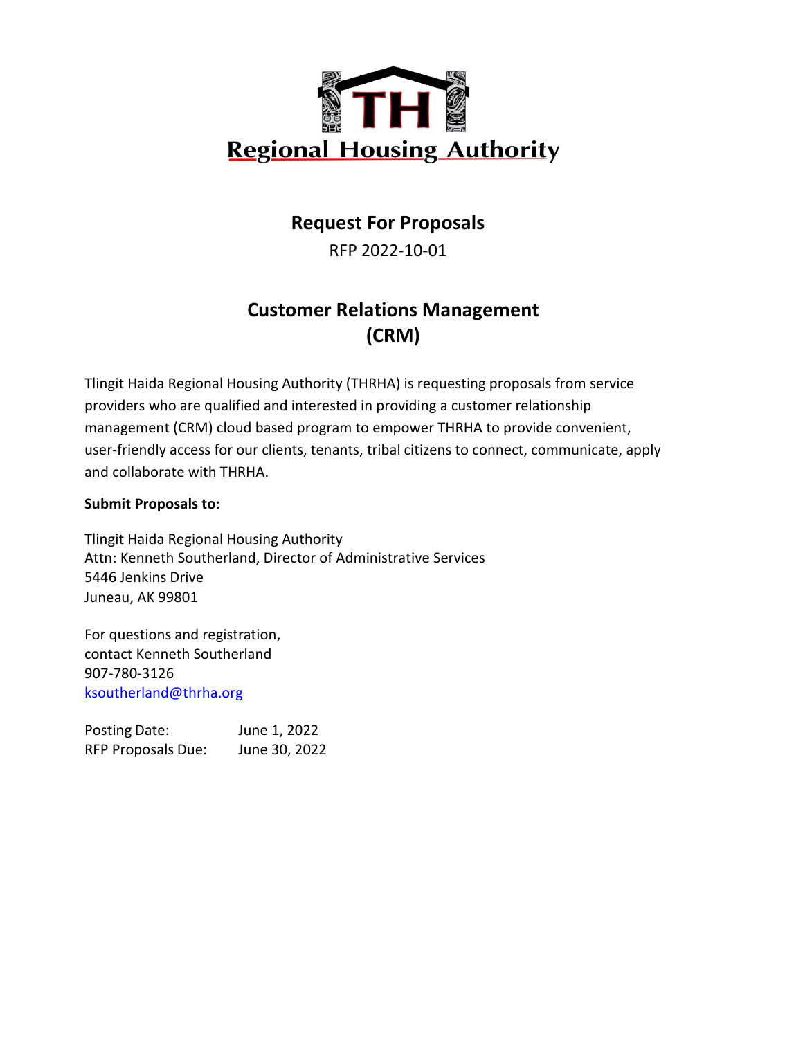TH

Regional Housing Authority

# Request For Proposals

RFP 2022-10-01

# Customer Relations Management (CRM)

Tlingit Haida Regional Housing Authority (THRHA) is requesting proposals from service providers who are qualified and interested in providing a customer relationship management (CRM) cloud based program to empower THRHA to provide convenient, user-friendly access for our clients, tenants, tribal citizens to connect, communicate, apply and collaborate with THRHA.

**Submit Proposals to:**

Tlingit Haida Regional Housing Authority
Attn: Kenneth Southerland, Director of Administrative Services
5446 Jenkins Drive
Juneau, AK 99801

For questions and registration,
contact Kenneth Southerland
907-780-3126
ksoutherland@thrha.org

Posting Date: June 1, 2022
RFP Proposals Due: June 30, 2022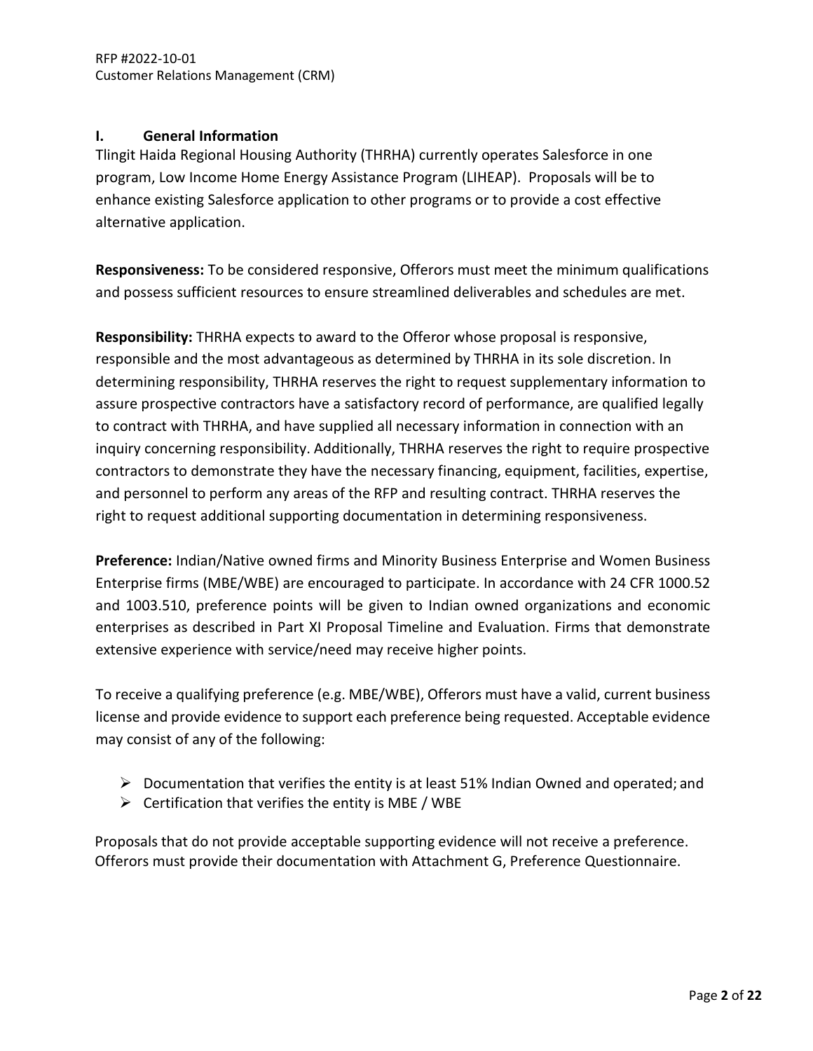## I. General Information

Tlingit Haida Regional Housing Authority (THRHA) currently operates Salesforce in one program, Low Income Home Energy Assistance Program (LIHEAP). Proposals will be to enhance existing Salesforce application to other programs or to provide a cost effective alternative application.

**Responsiveness:** To be considered responsive, Offerors must meet the minimum qualifications and possess sufficient resources to ensure streamlined deliverables and schedules are met.

**Responsibility:** THRHA expects to award to the Offeror whose proposal is responsive, responsible and the most advantageous as determined by THRHA in its sole discretion. In determining responsibility, THRHA reserves the right to request supplementary information to assure prospective contractors have a satisfactory record of performance, are qualified legally to contract with THRHA, and have supplied all necessary information in connection with an inquiry concerning responsibility. Additionally, THRHA reserves the right to require prospective contractors to demonstrate they have the necessary financing, equipment, facilities, expertise, and personnel to perform any areas of the RFP and resulting contract. THRHA reserves the right to request additional supporting documentation in determining responsiveness.

**Preference:** Indian/Native owned firms and Minority Business Enterprise and Women Business Enterprise firms (MBE/WBE) are encouraged to participate. In accordance with 24 CFR 1000.52 and 1003.510, preference points will be given to Indian owned organizations and economic enterprises as described in Part XI Proposal Timeline and Evaluation. Firms that demonstrate extensive experience with service/need may receive higher points.

To receive a qualifying preference (e.g. MBE/WBE), Offerors must have a valid, current business license and provide evidence to support each preference being requested. Acceptable evidence may consist of any of the following:

- Documentation that verifies the entity is at least 51% Indian Owned and operated; and
- Certification that verifies the entity is MBE / WBE

Proposals that do not provide acceptable supporting evidence will not receive a preference. Offerors must provide their documentation with Attachment G, Preference Questionnaire.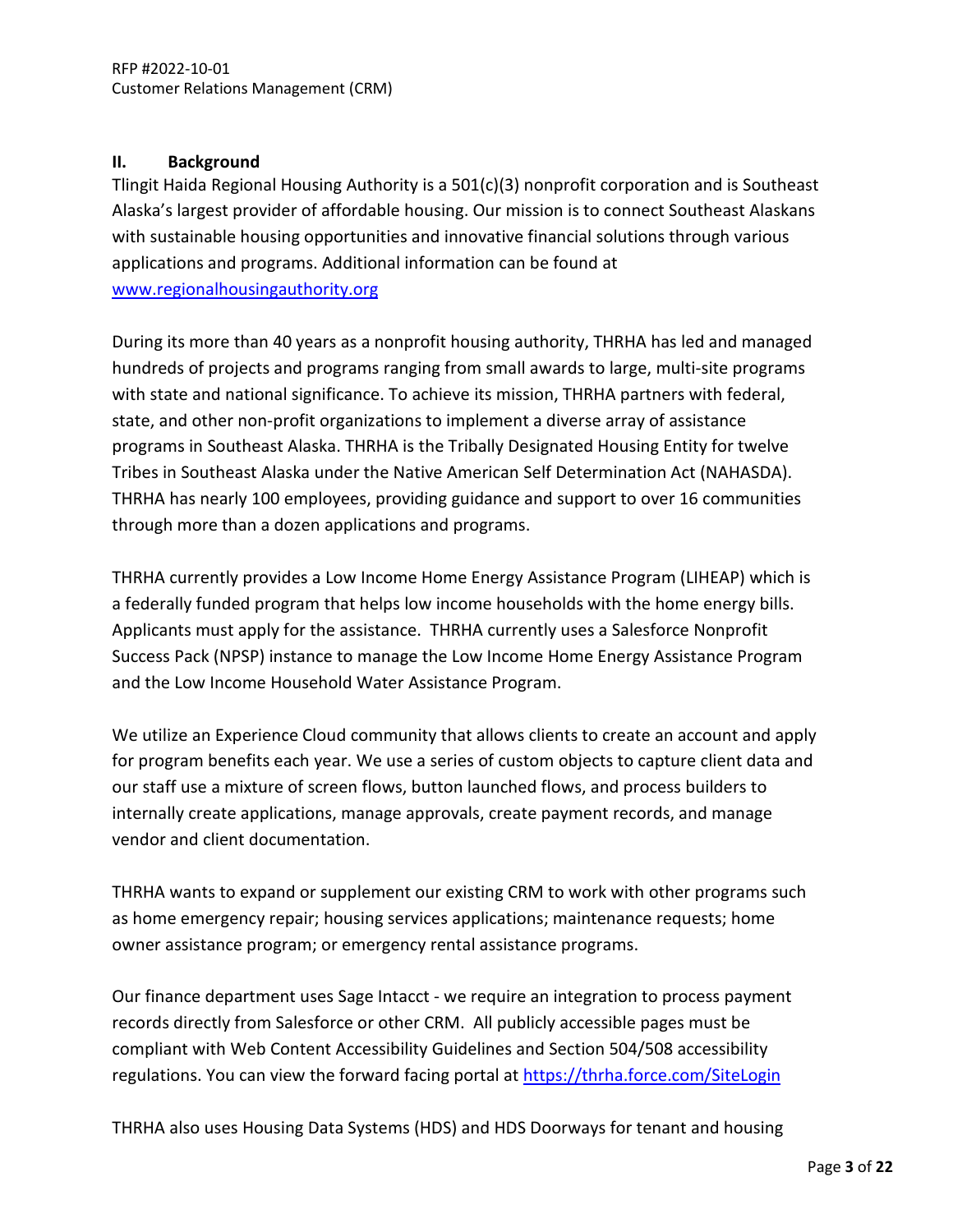## II. Background

Tlingit Haida Regional Housing Authority is a 501(c)(3) nonprofit corporation and is Southeast Alaska's largest provider of affordable housing. Our mission is to connect Southeast Alaskans with sustainable housing opportunities and innovative financial solutions through various applications and programs. Additional information can be found at [www.regionalhousingauthority.org](http://www.regionalhousingauthority.org)

During its more than 40 years as a nonprofit housing authority, THRHA has led and managed hundreds of projects and programs ranging from small awards to large, multi-site programs with state and national significance. To achieve its mission, THRHA partners with federal, state, and other non-profit organizations to implement a diverse array of assistance programs in Southeast Alaska. THRHA is the Tribally Designated Housing Entity for twelve Tribes in Southeast Alaska under the Native American Self Determination Act (NAHASDA). THRHA has nearly 100 employees, providing guidance and support to over 16 communities through more than a dozen applications and programs.

THRHA currently provides a Low Income Home Energy Assistance Program (LIHEAP) which is a federally funded program that helps low income households with the home energy bills. Applicants must apply for the assistance. THRHA currently uses a Salesforce Nonprofit Success Pack (NPSP) instance to manage the Low Income Home Energy Assistance Program and the Low Income Household Water Assistance Program.

We utilize an Experience Cloud community that allows clients to create an account and apply for program benefits each year. We use a series of custom objects to capture client data and our staff use a mixture of screen flows, button launched flows, and process builders to internally create applications, manage approvals, create payment records, and manage vendor and client documentation.

THRHA wants to expand or supplement our existing CRM to work with other programs such as home emergency repair; housing services applications; maintenance requests; home owner assistance program; or emergency rental assistance programs.

Our finance department uses Sage Intacct - we require an integration to process payment records directly from Salesforce or other CRM. All publicly accessible pages must be compliant with Web Content Accessibility Guidelines and Section 504/508 accessibility regulations. You can view the forward facing portal at [https://thrha.force.com/SiteLogin](https://thrha.force.com/SiteLogin)

THRHA also uses Housing Data Systems (HDS) and HDS Doorways for tenant and housing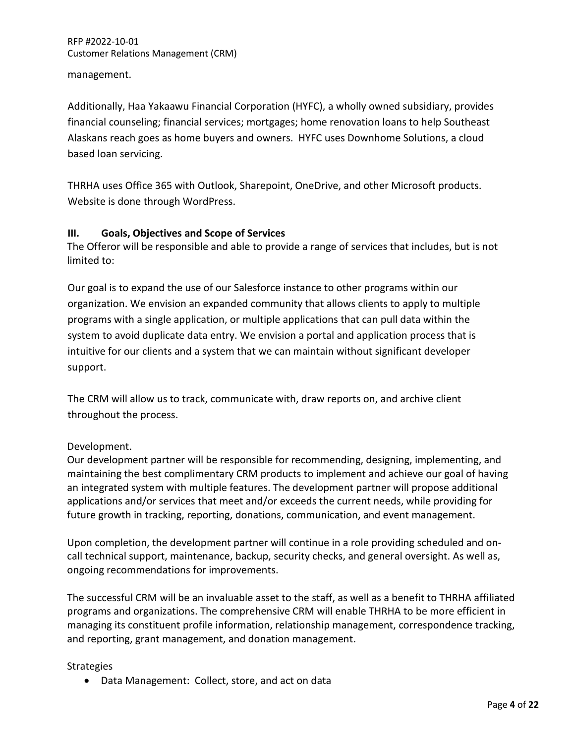management.

Additionally, Haa Yakaawu Financial Corporation (HYFC), a wholly owned subsidiary, provides financial counseling; financial services; mortgages; home renovation loans to help Southeast Alaskans reach goes as home buyers and owners. HYFC uses Downhome Solutions, a cloud based loan servicing.

THRHA uses Office 365 with Outlook, Sharepoint, OneDrive, and other Microsoft products. Website is done through WordPress.

## III. Goals, Objectives and Scope of Services

The Offeror will be responsible and able to provide a range of services that includes, but is not limited to:

Our goal is to expand the use of our Salesforce instance to other programs within our organization. We envision an expanded community that allows clients to apply to multiple programs with a single application, or multiple applications that can pull data within the system to avoid duplicate data entry. We envision a portal and application process that is intuitive for our clients and a system that we can maintain without significant developer support.

The CRM will allow us to track, communicate with, draw reports on, and archive client throughout the process.

Development.

Our development partner will be responsible for recommending, designing, implementing, and maintaining the best complimentary CRM products to implement and achieve our goal of having an integrated system with multiple features. The development partner will propose additional applications and/or services that meet and/or exceeds the current needs, while providing for future growth in tracking, reporting, donations, communication, and event management.

Upon completion, the development partner will continue in a role providing scheduled and on-call technical support, maintenance, backup, security checks, and general oversight. As well as, ongoing recommendations for improvements.

The successful CRM will be an invaluable asset to the staff, as well as a benefit to THRHA affiliated programs and organizations. The comprehensive CRM will enable THRHA to be more efficient in managing its constituent profile information, relationship management, correspondence tracking, and reporting, grant management, and donation management.

Strategies

- Data Management: Collect, store, and act on data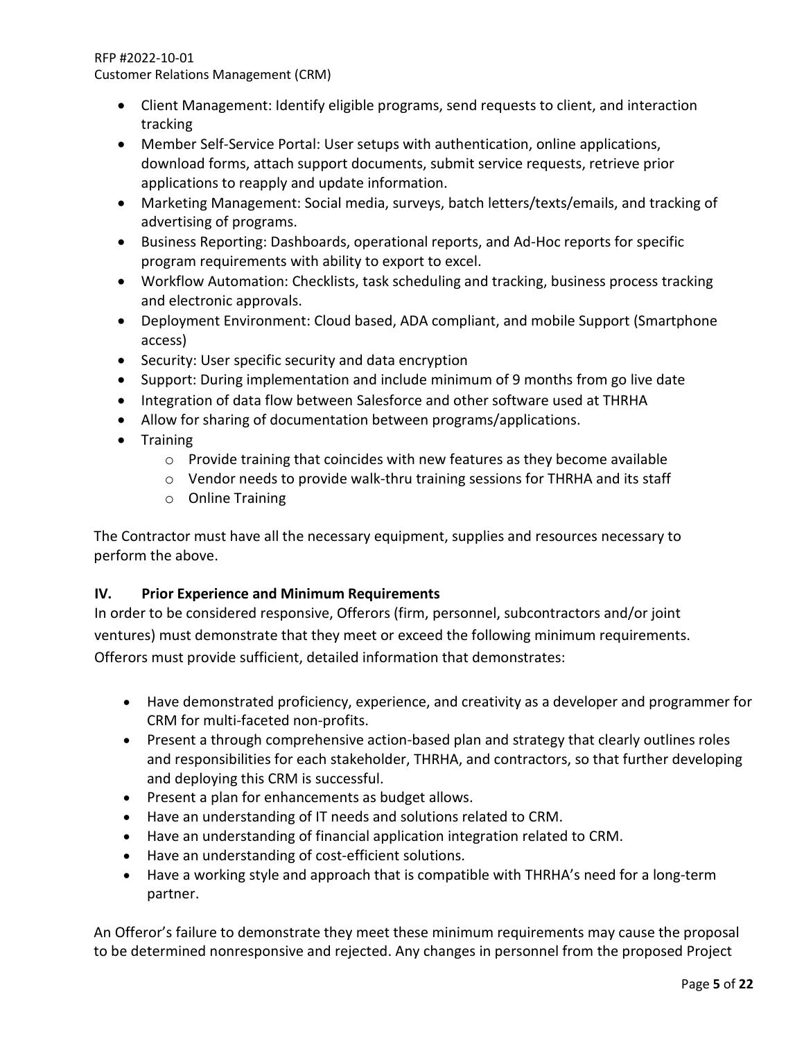- Client Management: Identify eligible programs, send requests to client, and interaction tracking
- Member Self-Service Portal: User setups with authentication, online applications, download forms, attach support documents, submit service requests, retrieve prior applications to reapply and update information.
- Marketing Management: Social media, surveys, batch letters/texts/emails, and tracking of advertising of programs.
- Business Reporting: Dashboards, operational reports, and Ad-Hoc reports for specific program requirements with ability to export to excel.
- Workflow Automation: Checklists, task scheduling and tracking, business process tracking and electronic approvals.
- Deployment Environment: Cloud based, ADA compliant, and mobile Support (Smartphone access)
- Security: User specific security and data encryption
- Support: During implementation and include minimum of 9 months from go live date
- Integration of data flow between Salesforce and other software used at THRHA
- Allow for sharing of documentation between programs/applications.
- Training
    - Provide training that coincides with new features as they become available
    - Vendor needs to provide walk-thru training sessions for THRHA and its staff
    - Online Training

The Contractor must have all the necessary equipment, supplies and resources necessary to perform the above.

## IV. Prior Experience and Minimum Requirements

In order to be considered responsive, Offerors (firm, personnel, subcontractors and/or joint ventures) must demonstrate that they meet or exceed the following minimum requirements. Offerors must provide sufficient, detailed information that demonstrates:

- Have demonstrated proficiency, experience, and creativity as a developer and programmer for CRM for multi-faceted non-profits.
- Present a through comprehensive action-based plan and strategy that clearly outlines roles and responsibilities for each stakeholder, THRHA, and contractors, so that further developing and deploying this CRM is successful.
- Present a plan for enhancements as budget allows.
- Have an understanding of IT needs and solutions related to CRM.
- Have an understanding of financial application integration related to CRM.
- Have an understanding of cost-efficient solutions.
- Have a working style and approach that is compatible with THRHA's need for a long-term partner.

An Offeror's failure to demonstrate they meet these minimum requirements may cause the proposal to be determined nonresponsive and rejected. Any changes in personnel from the proposed Project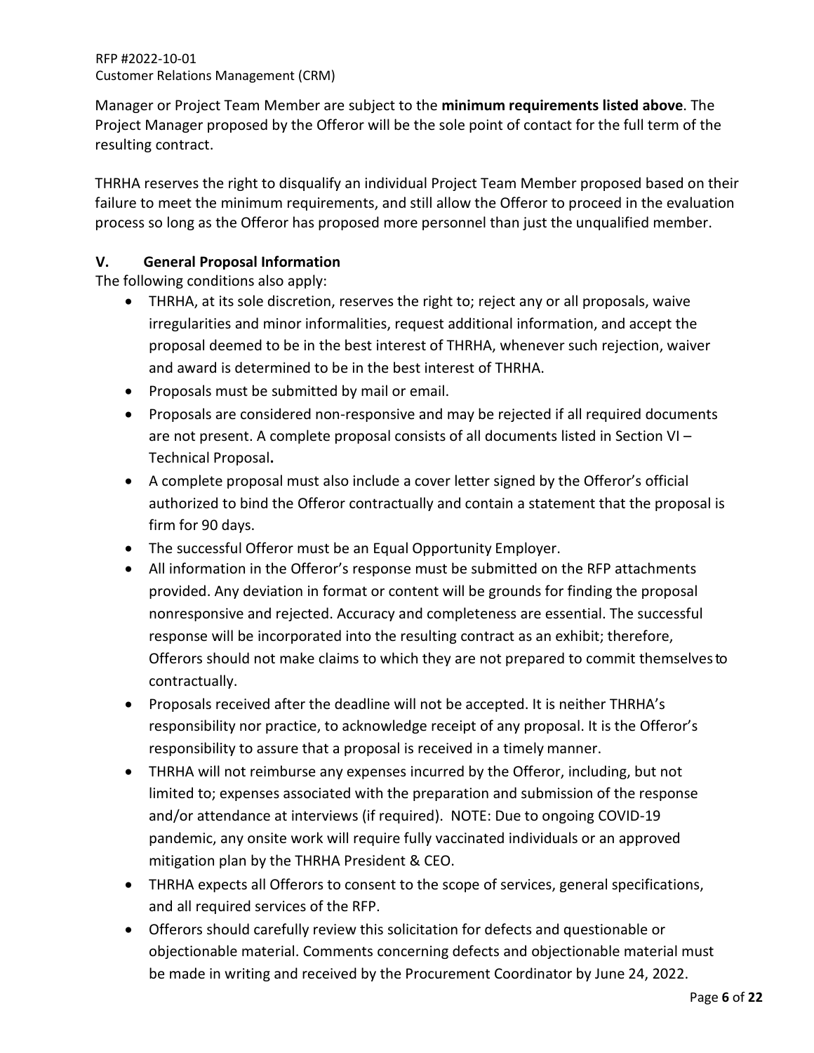Manager or Project Team Member are subject to the **minimum requirements listed above**. The Project Manager proposed by the Offeror will be the sole point of contact for the full term of the resulting contract.

THRHA reserves the right to disqualify an individual Project Team Member proposed based on their failure to meet the minimum requirements, and still allow the Offeror to proceed in the evaluation process so long as the Offeror has proposed more personnel than just the unqualified member.

## V. General Proposal Information

The following conditions also apply:

- THRHA, at its sole discretion, reserves the right to; reject any or all proposals, waive irregularities and minor informalities, request additional information, and accept the proposal deemed to be in the best interest of THRHA, whenever such rejection, waiver and award is determined to be in the best interest of THRHA.
- Proposals must be submitted by mail or email.
- Proposals are considered non-responsive and may be rejected if all required documents are not present. A complete proposal consists of all documents listed in Section VI – Technical Proposal**.**
- A complete proposal must also include a cover letter signed by the Offeror's official authorized to bind the Offeror contractually and contain a statement that the proposal is firm for 90 days.
- The successful Offeror must be an Equal Opportunity Employer.
- All information in the Offeror's response must be submitted on the RFP attachments provided. Any deviation in format or content will be grounds for finding the proposal nonresponsive and rejected. Accuracy and completeness are essential. The successful response will be incorporated into the resulting contract as an exhibit; therefore, Offerors should not make claims to which they are not prepared to commit themselves to contractually.
- Proposals received after the deadline will not be accepted. It is neither THRHA's responsibility nor practice, to acknowledge receipt of any proposal. It is the Offeror's responsibility to assure that a proposal is received in a timely manner.
- THRHA will not reimburse any expenses incurred by the Offeror, including, but not limited to; expenses associated with the preparation and submission of the response and/or attendance at interviews (if required). NOTE: Due to ongoing COVID-19 pandemic, any onsite work will require fully vaccinated individuals or an approved mitigation plan by the THRHA President & CEO.
- THRHA expects all Offerors to consent to the scope of services, general specifications, and all required services of the RFP.
- Offerors should carefully review this solicitation for defects and questionable or objectionable material. Comments concerning defects and objectionable material must be made in writing and received by the Procurement Coordinator by June 24, 2022.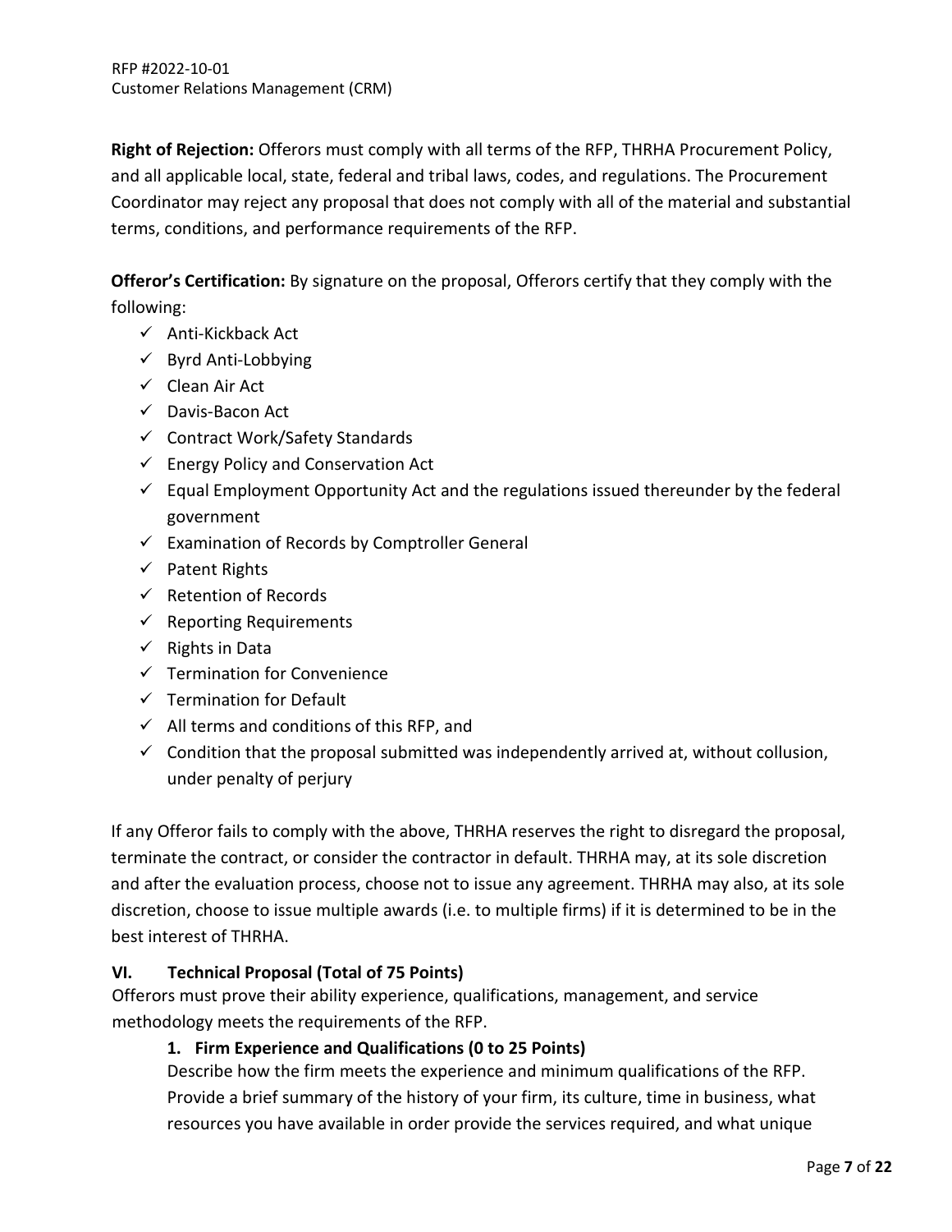**Right of Rejection:** Offerors must comply with all terms of the RFP, THRHA Procurement Policy, and all applicable local, state, federal and tribal laws, codes, and regulations. The Procurement Coordinator may reject any proposal that does not comply with all of the material and substantial terms, conditions, and performance requirements of the RFP.

**Offeror's Certification:** By signature on the proposal, Offerors certify that they comply with the following:

- ✓ Anti-Kickback Act
- ✓ Byrd Anti-Lobbying
- ✓ Clean Air Act
- ✓ Davis-Bacon Act
- ✓ Contract Work/Safety Standards
- ✓ Energy Policy and Conservation Act
- ✓ Equal Employment Opportunity Act and the regulations issued thereunder by the federal government
- ✓ Examination of Records by Comptroller General
- ✓ Patent Rights
- ✓ Retention of Records
- ✓ Reporting Requirements
- ✓ Rights in Data
- ✓ Termination for Convenience
- ✓ Termination for Default
- ✓ All terms and conditions of this RFP, and
- ✓ Condition that the proposal submitted was independently arrived at, without collusion, under penalty of perjury

If any Offeror fails to comply with the above, THRHA reserves the right to disregard the proposal, terminate the contract, or consider the contractor in default. THRHA may, at its sole discretion and after the evaluation process, choose not to issue any agreement. THRHA may also, at its sole discretion, choose to issue multiple awards (i.e. to multiple firms) if it is determined to be in the best interest of THRHA.

## VI. Technical Proposal (Total of 75 Points)

Offerors must prove their ability experience, qualifications, management, and service methodology meets the requirements of the RFP.

### 1. Firm Experience and Qualifications (0 to 25 Points)

Describe how the firm meets the experience and minimum qualifications of the RFP. Provide a brief summary of the history of your firm, its culture, time in business, what resources you have available in order provide the services required, and what unique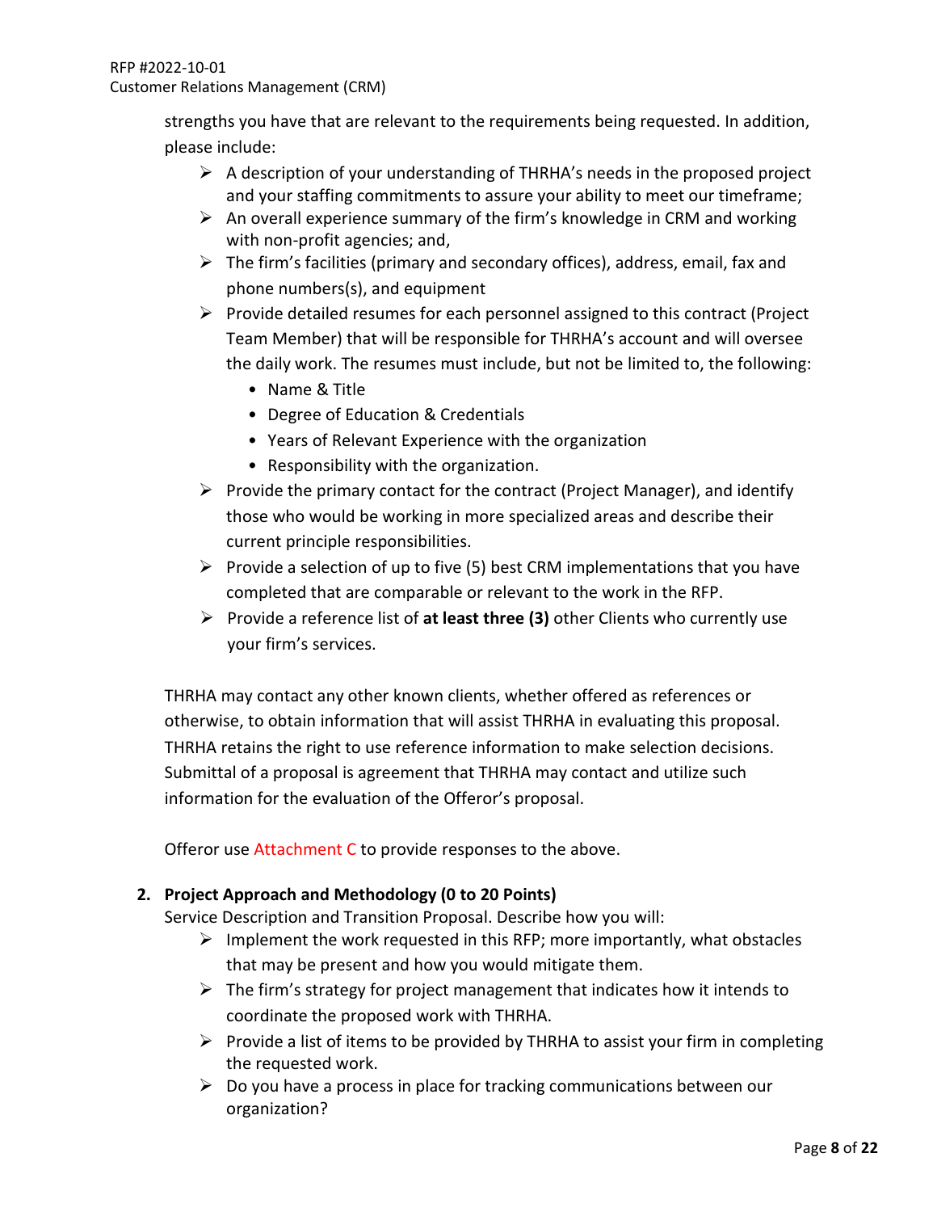strengths you have that are relevant to the requirements being requested. In addition, please include:

- A description of your understanding of THRHA's needs in the proposed project and your staffing commitments to assure your ability to meet our timeframe;
- An overall experience summary of the firm's knowledge in CRM and working with non-profit agencies; and,
- The firm's facilities (primary and secondary offices), address, email, fax and phone numbers(s), and equipment
- Provide detailed resumes for each personnel assigned to this contract (Project Team Member) that will be responsible for THRHA's account and will oversee the daily work. The resumes must include, but not be limited to, the following:
  - Name & Title
  - Degree of Education & Credentials
  - Years of Relevant Experience with the organization
  - Responsibility with the organization.
- Provide the primary contact for the contract (Project Manager), and identify those who would be working in more specialized areas and describe their current principle responsibilities.
- Provide a selection of up to five (5) best CRM implementations that you have completed that are comparable or relevant to the work in the RFP.
- Provide a reference list of **at least three (3)** other Clients who currently use your firm's services.

THRHA may contact any other known clients, whether offered as references or otherwise, to obtain information that will assist THRHA in evaluating this proposal. THRHA retains the right to use reference information to make selection decisions. Submittal of a proposal is agreement that THRHA may contact and utilize such information for the evaluation of the Offeror's proposal.

Offeror use Attachment C to provide responses to the above.

2. **Project Approach and Methodology (0 to 20 Points)**

Service Description and Transition Proposal. Describe how you will:

- Implement the work requested in this RFP; more importantly, what obstacles that may be present and how you would mitigate them.
- The firm's strategy for project management that indicates how it intends to coordinate the proposed work with THRHA.
- Provide a list of items to be provided by THRHA to assist your firm in completing the requested work.
- Do you have a process in place for tracking communications between our organization?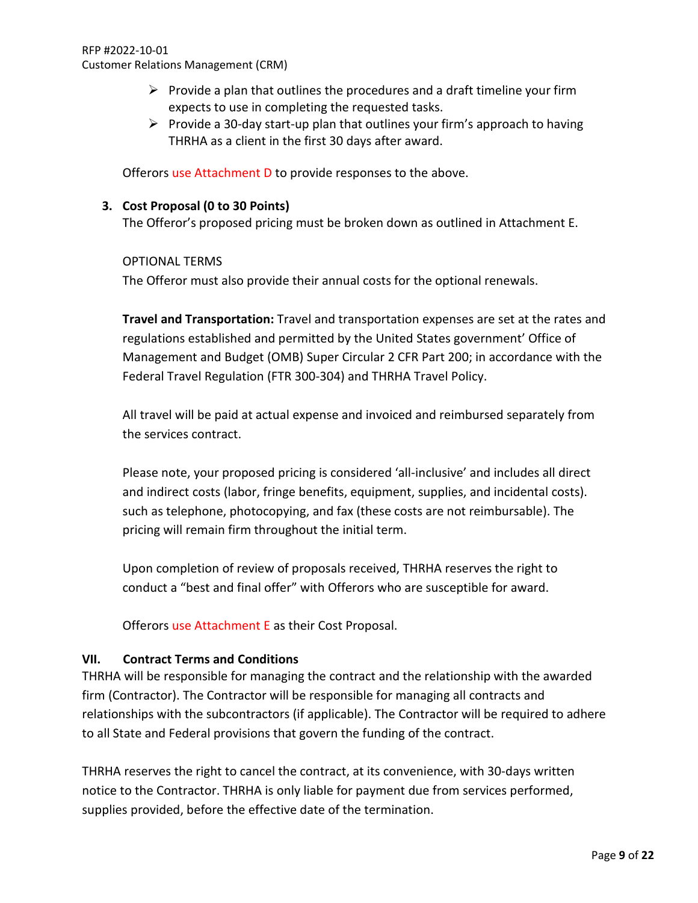- Provide a plan that outlines the procedures and a draft timeline your firm expects to use in completing the requested tasks.
- Provide a 30-day start-up plan that outlines your firm's approach to having THRHA as a client in the first 30 days after award.

Offerors use Attachment D to provide responses to the above.

**3. Cost Proposal (0 to 30 Points)**

The Offeror's proposed pricing must be broken down as outlined in Attachment E.

OPTIONAL TERMS

The Offeror must also provide their annual costs for the optional renewals.

**Travel and Transportation:** Travel and transportation expenses are set at the rates and regulations established and permitted by the United States government' Office of Management and Budget (OMB) Super Circular 2 CFR Part 200; in accordance with the Federal Travel Regulation (FTR 300-304) and THRHA Travel Policy.

All travel will be paid at actual expense and invoiced and reimbursed separately from the services contract.

Please note, your proposed pricing is considered 'all-inclusive' and includes all direct and indirect costs (labor, fringe benefits, equipment, supplies, and incidental costs). such as telephone, photocopying, and fax (these costs are not reimbursable). The pricing will remain firm throughout the initial term.

Upon completion of review of proposals received, THRHA reserves the right to conduct a "best and final offer" with Offerors who are susceptible for award.

Offerors use Attachment E as their Cost Proposal.

## VII. Contract Terms and Conditions

THRHA will be responsible for managing the contract and the relationship with the awarded firm (Contractor). The Contractor will be responsible for managing all contracts and relationships with the subcontractors (if applicable). The Contractor will be required to adhere to all State and Federal provisions that govern the funding of the contract.

THRHA reserves the right to cancel the contract, at its convenience, with 30-days written notice to the Contractor. THRHA is only liable for payment due from services performed, supplies provided, before the effective date of the termination.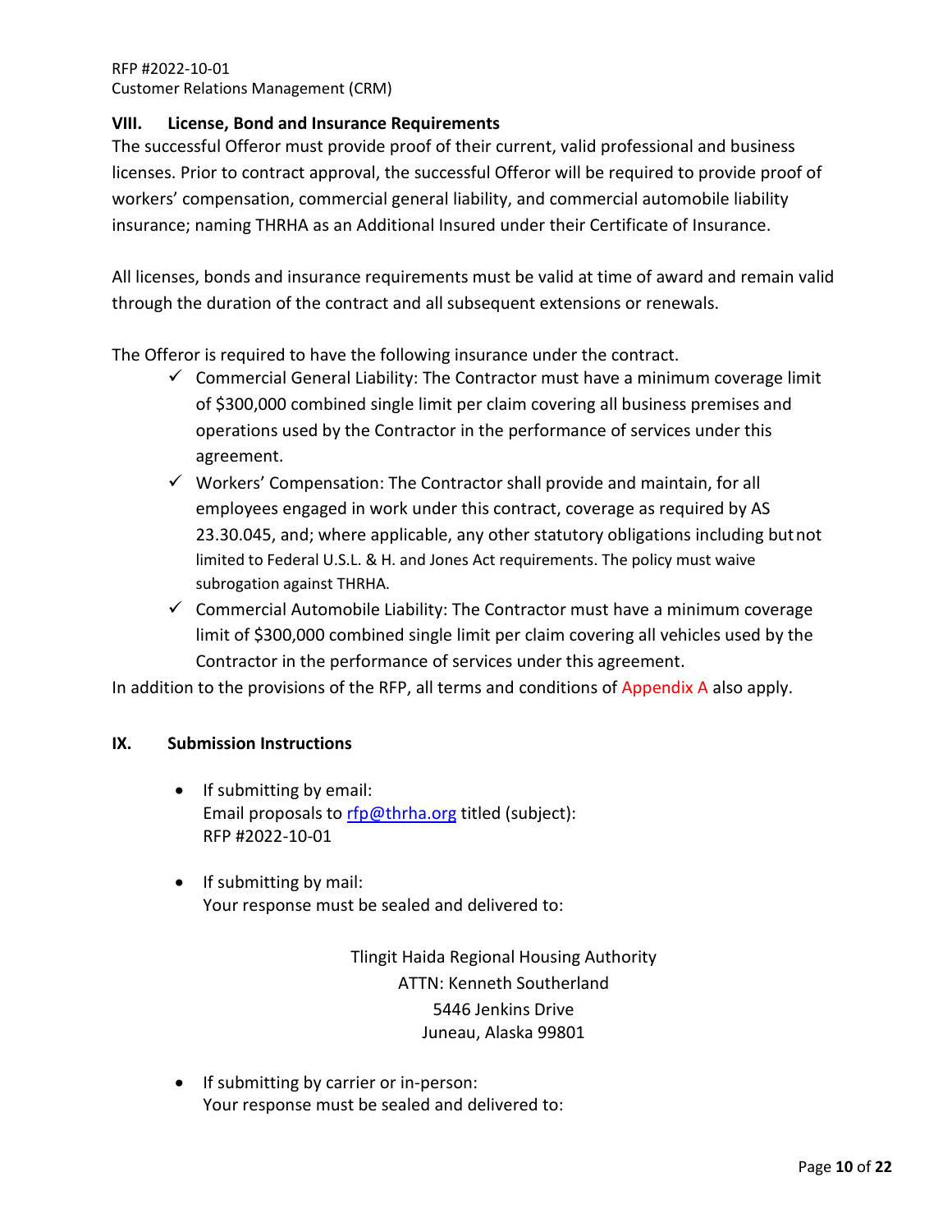## VIII. License, Bond and Insurance Requirements

The successful Offeror must provide proof of their current, valid professional and business licenses. Prior to contract approval, the successful Offeror will be required to provide proof of workers' compensation, commercial general liability, and commercial automobile liability insurance; naming THRHA as an Additional Insured under their Certificate of Insurance.

All licenses, bonds and insurance requirements must be valid at time of award and remain valid through the duration of the contract and all subsequent extensions or renewals.

The Offeror is required to have the following insurance under the contract.

- ✓ Commercial General Liability: The Contractor must have a minimum coverage limit of $300,000 combined single limit per claim covering all business premises and operations used by the Contractor in the performance of services under this agreement.
- ✓ Workers' Compensation: The Contractor shall provide and maintain, for all employees engaged in work under this contract, coverage as required by AS 23.30.045, and; where applicable, any other statutory obligations including but not limited to Federal U.S.L. & H. and Jones Act requirements. The policy must waive subrogation against THRHA.
- ✓ Commercial Automobile Liability: The Contractor must have a minimum coverage limit of $300,000 combined single limit per claim covering all vehicles used by the Contractor in the performance of services under this agreement.

In addition to the provisions of the RFP, all terms and conditions of Appendix A also apply.

## IX. Submission Instructions

- If submitting by email:
  Email proposals to rfp@thrha.org titled (subject):
  RFP #2022-10-01

- If submitting by mail:
  Your response must be sealed and delivered to:

  Tlingit Haida Regional Housing Authority
  ATTN: Kenneth Southerland
  5446 Jenkins Drive
  Juneau, Alaska 99801

- If submitting by carrier or in-person:
  Your response must be sealed and delivered to: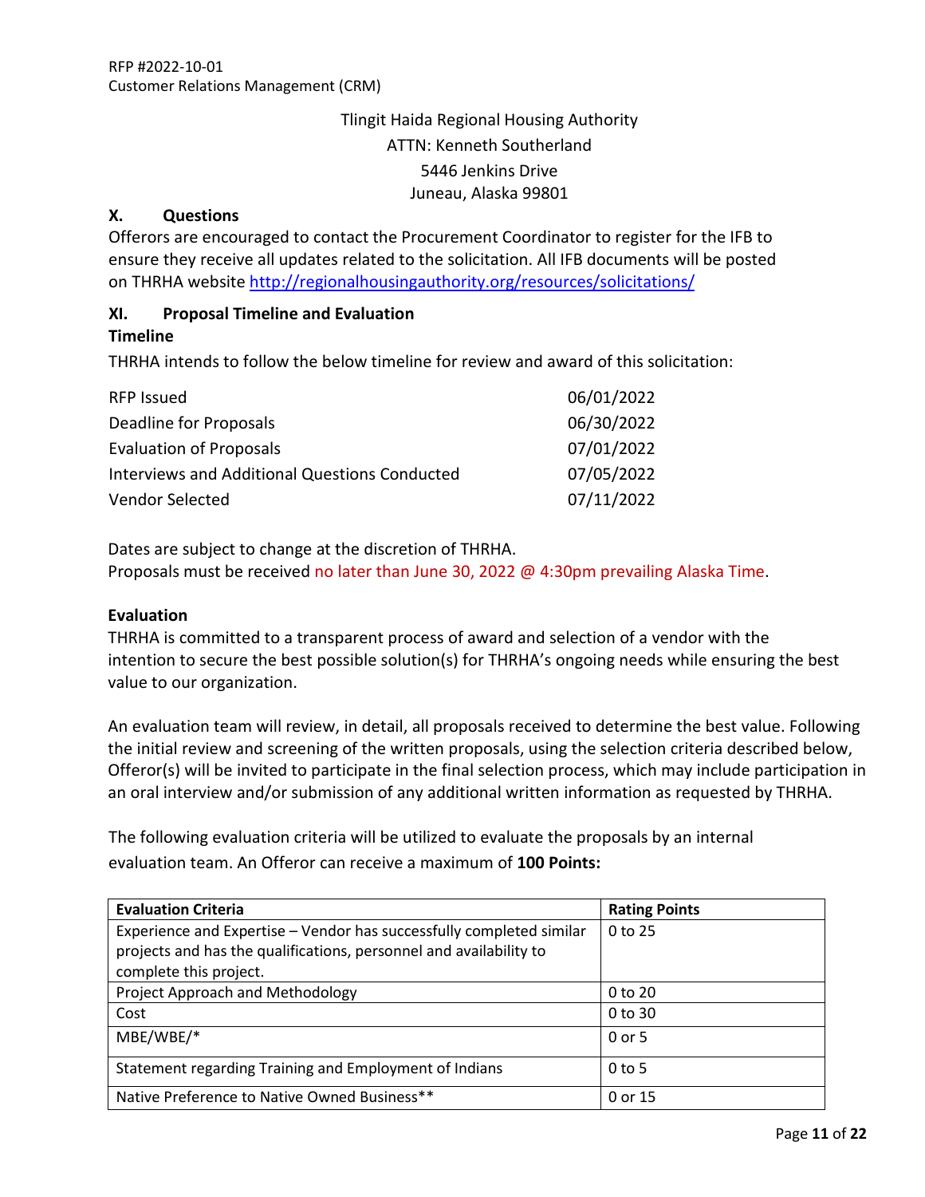Tlingit Haida Regional Housing Authority
ATTN: Kenneth Southerland
5446 Jenkins Drive
Juneau, Alaska 99801

### X. Questions

Offerors are encouraged to contact the Procurement Coordinator to register for the IFB to ensure they receive all updates related to the solicitation. All IFB documents will be posted on THRHA website http://regionalhousingauthority.org/resources/solicitations/

### XI. Proposal Timeline and Evaluation

**Timeline**

THRHA intends to follow the below timeline for review and award of this solicitation:

| | |
|---|---|
| RFP Issued | 06/01/2022 |
| Deadline for Proposals | 06/30/2022 |
| Evaluation of Proposals | 07/01/2022 |
| Interviews and Additional Questions Conducted | 07/05/2022 |
| Vendor Selected | 07/11/2022 |

Dates are subject to change at the discretion of THRHA.
Proposals must be received no later than June 30, 2022 @ 4:30pm prevailing Alaska Time.

**Evaluation**

THRHA is committed to a transparent process of award and selection of a vendor with the intention to secure the best possible solution(s) for THRHA's ongoing needs while ensuring the best value to our organization.

An evaluation team will review, in detail, all proposals received to determine the best value. Following the initial review and screening of the written proposals, using the selection criteria described below, Offeror(s) will be invited to participate in the final selection process, which may include participation in an oral interview and/or submission of any additional written information as requested by THRHA.

The following evaluation criteria will be utilized to evaluate the proposals by an internal evaluation team. An Offeror can receive a maximum of **100 Points:**

| Evaluation Criteria | Rating Points |
|---|---|
| Experience and Expertise – Vendor has successfully completed similar projects and has the qualifications, personnel and availability to complete this project. | 0 to 25 |
| Project Approach and Methodology | 0 to 20 |
| Cost | 0 to 30 |
| MBE/WBE/* | 0 or 5 |
| Statement regarding Training and Employment of Indians | 0 to 5 |
| Native Preference to Native Owned Business** | 0 or 15 |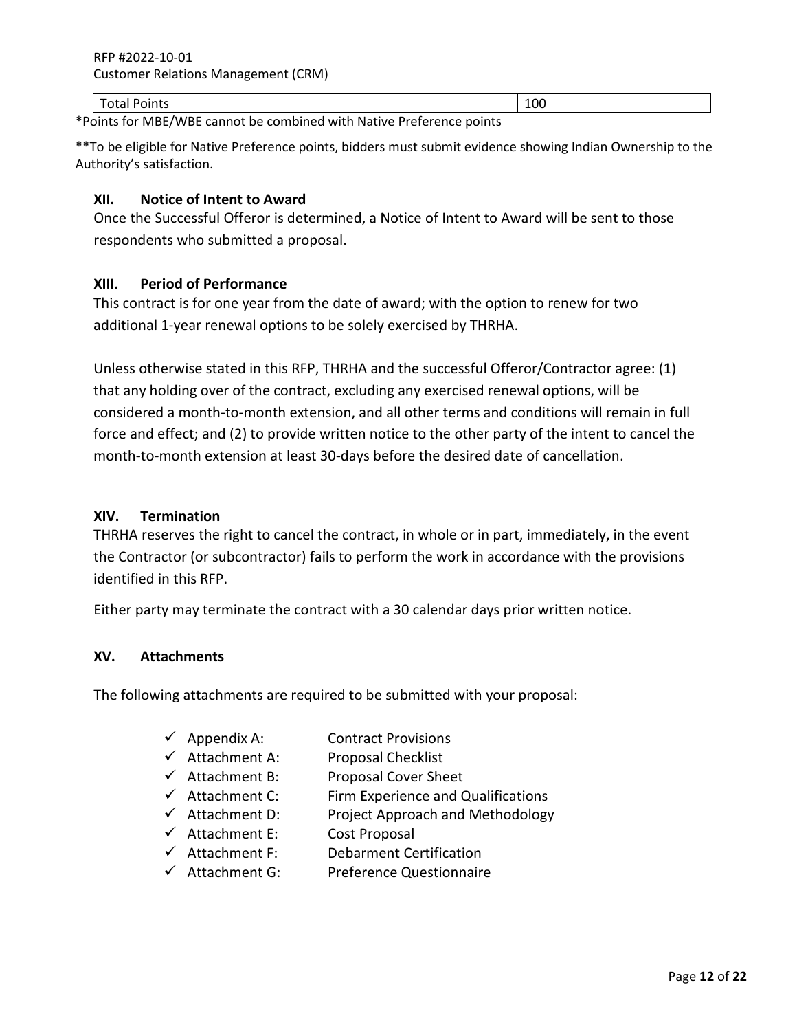| Total Points | 100 |
|---|---|

*Points for MBE/WBE cannot be combined with Native Preference points

**To be eligible for Native Preference points, bidders must submit evidence showing Indian Ownership to the Authority's satisfaction.

## XII. Notice of Intent to Award

Once the Successful Offeror is determined, a Notice of Intent to Award will be sent to those respondents who submitted a proposal.

## XIII. Period of Performance

This contract is for one year from the date of award; with the option to renew for two additional 1-year renewal options to be solely exercised by THRHA.

Unless otherwise stated in this RFP, THRHA and the successful Offeror/Contractor agree: (1) that any holding over of the contract, excluding any exercised renewal options, will be considered a month-to-month extension, and all other terms and conditions will remain in full force and effect; and (2) to provide written notice to the other party of the intent to cancel the month-to-month extension at least 30-days before the desired date of cancellation.

## XIV. Termination

THRHA reserves the right to cancel the contract, in whole or in part, immediately, in the event the Contractor (or subcontractor) fails to perform the work in accordance with the provisions identified in this RFP.

Either party may terminate the contract with a 30 calendar days prior written notice.

## XV. Attachments

The following attachments are required to be submitted with your proposal:

- ✓ Appendix A: Contract Provisions
- ✓ Attachment A: Proposal Checklist
- ✓ Attachment B: Proposal Cover Sheet
- ✓ Attachment C: Firm Experience and Qualifications
- ✓ Attachment D: Project Approach and Methodology
- ✓ Attachment E: Cost Proposal
- ✓ Attachment F: Debarment Certification
- ✓ Attachment G: Preference Questionnaire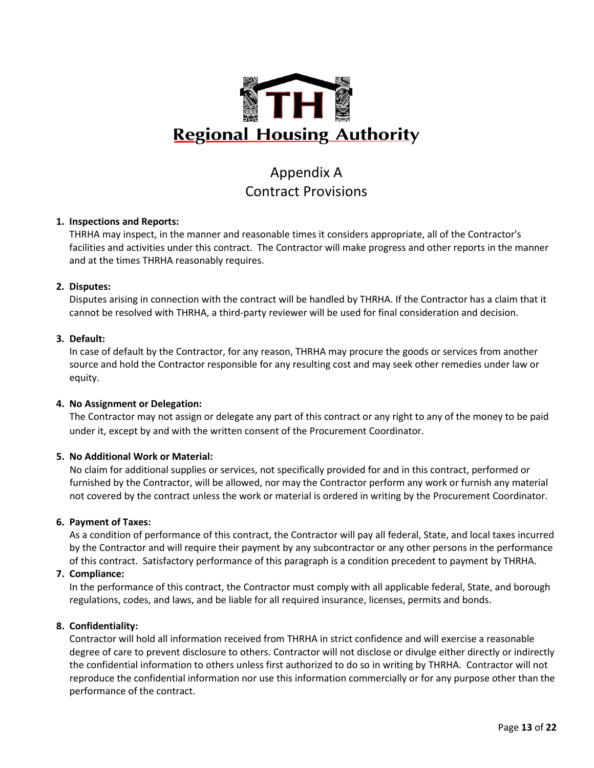# Regional Housing Authority

## Appendix A
## Contract Provisions

1. **Inspections and Reports:**
   THRHA may inspect, in the manner and reasonable times it considers appropriate, all of the Contractor's facilities and activities under this contract. The Contractor will make progress and other reports in the manner and at the times THRHA reasonably requires.

2. **Disputes:**
   Disputes arising in connection with the contract will be handled by THRHA. If the Contractor has a claim that it cannot be resolved with THRHA, a third-party reviewer will be used for final consideration and decision.

3. **Default:**
   In case of default by the Contractor, for any reason, THRHA may procure the goods or services from another source and hold the Contractor responsible for any resulting cost and may seek other remedies under law or equity.

4. **No Assignment or Delegation:**
   The Contractor may not assign or delegate any part of this contract or any right to any of the money to be paid under it, except by and with the written consent of the Procurement Coordinator.

5. **No Additional Work or Material:**
   No claim for additional supplies or services, not specifically provided for and in this contract, performed or furnished by the Contractor, will be allowed, nor may the Contractor perform any work or furnish any material not covered by the contract unless the work or material is ordered in writing by the Procurement Coordinator.

6. **Payment of Taxes:**
   As a condition of performance of this contract, the Contractor will pay all federal, State, and local taxes incurred by the Contractor and will require their payment by any subcontractor or any other persons in the performance of this contract. Satisfactory performance of this paragraph is a condition precedent to payment by THRHA.

7. **Compliance:**
   In the performance of this contract, the Contractor must comply with all applicable federal, State, and borough regulations, codes, and laws, and be liable for all required insurance, licenses, permits and bonds.

8. **Confidentiality:**
   Contractor will hold all information received from THRHA in strict confidence and will exercise a reasonable degree of care to prevent disclosure to others. Contractor will not disclose or divulge either directly or indirectly the confidential information to others unless first authorized to do so in writing by THRHA. Contractor will not reproduce the confidential information nor use this information commercially or for any purpose other than the performance of the contract.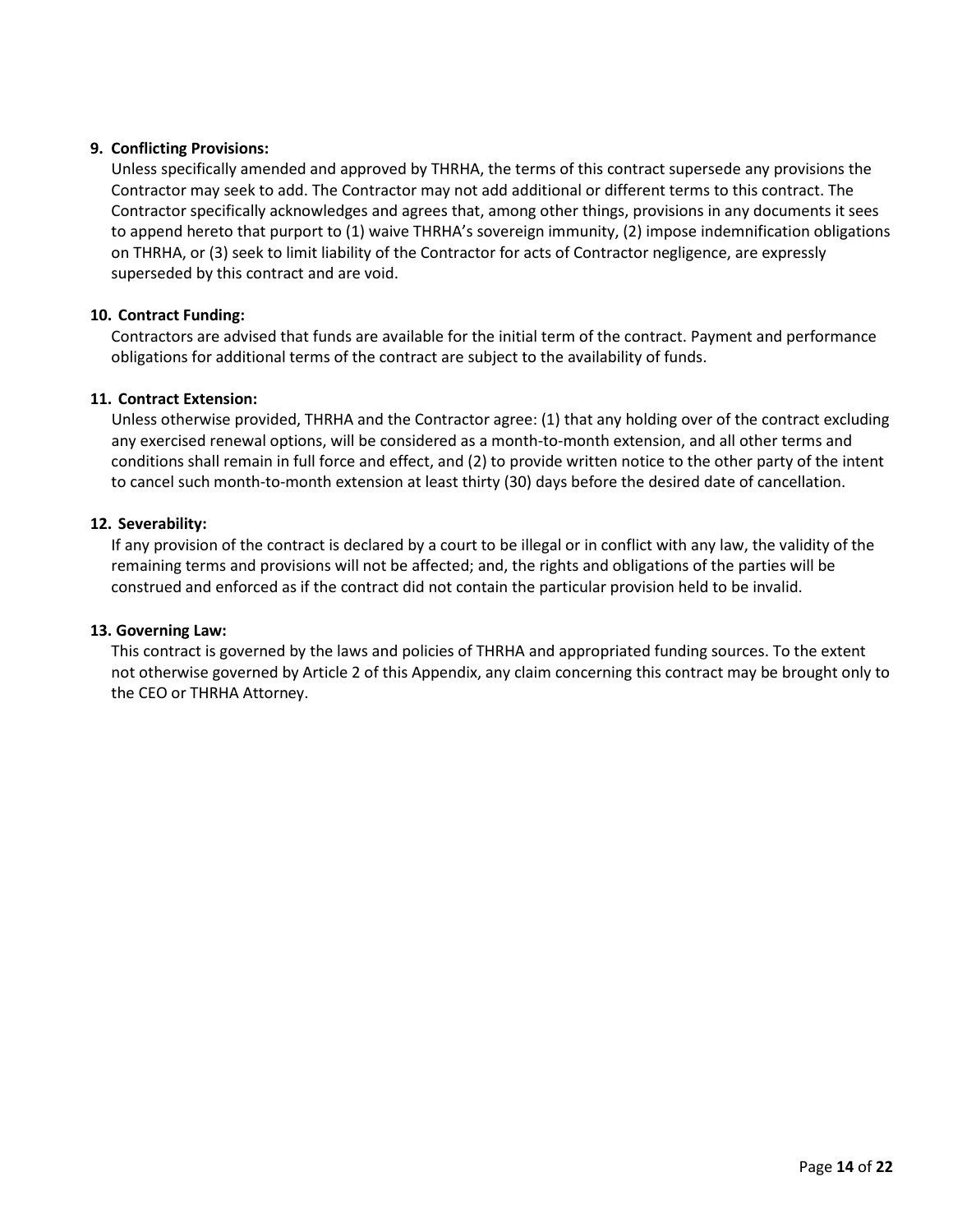**9. Conflicting Provisions:**

Unless specifically amended and approved by THRHA, the terms of this contract supersede any provisions the Contractor may seek to add. The Contractor may not add additional or different terms to this contract. The Contractor specifically acknowledges and agrees that, among other things, provisions in any documents it sees to append hereto that purport to (1) waive THRHA's sovereign immunity, (2) impose indemnification obligations on THRHA, or (3) seek to limit liability of the Contractor for acts of Contractor negligence, are expressly superseded by this contract and are void.

**10. Contract Funding:**

Contractors are advised that funds are available for the initial term of the contract. Payment and performance obligations for additional terms of the contract are subject to the availability of funds.

**11. Contract Extension:**

Unless otherwise provided, THRHA and the Contractor agree: (1) that any holding over of the contract excluding any exercised renewal options, will be considered as a month-to-month extension, and all other terms and conditions shall remain in full force and effect, and (2) to provide written notice to the other party of the intent to cancel such month-to-month extension at least thirty (30) days before the desired date of cancellation.

**12. Severability:**

If any provision of the contract is declared by a court to be illegal or in conflict with any law, the validity of the remaining terms and provisions will not be affected; and, the rights and obligations of the parties will be construed and enforced as if the contract did not contain the particular provision held to be invalid.

**13. Governing Law:**

This contract is governed by the laws and policies of THRHA and appropriated funding sources. To the extent not otherwise governed by Article 2 of this Appendix, any claim concerning this contract may be brought only to the CEO or THRHA Attorney.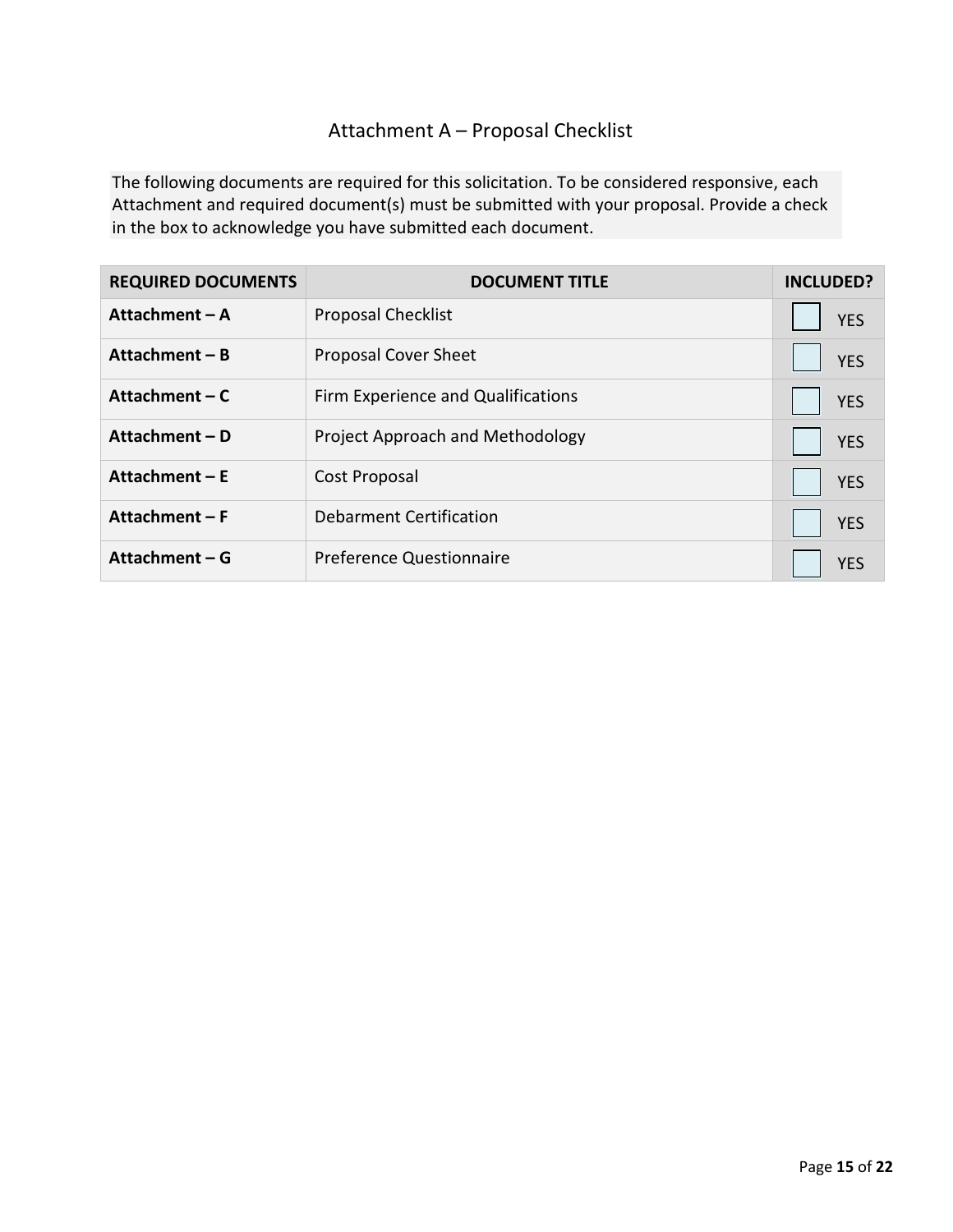# Attachment A – Proposal Checklist

The following documents are required for this solicitation. To be considered responsive, each Attachment and required document(s) must be submitted with your proposal. Provide a check in the box to acknowledge you have submitted each document.

| REQUIRED DOCUMENTS | DOCUMENT TITLE | INCLUDED? |
|---|---|---|
| **Attachment – A** | Proposal Checklist | ☐ YES |
| **Attachment – B** | Proposal Cover Sheet | ☐ YES |
| **Attachment – C** | Firm Experience and Qualifications | ☐ YES |
| **Attachment – D** | Project Approach and Methodology | ☐ YES |
| **Attachment – E** | Cost Proposal | ☐ YES |
| **Attachment – F** | Debarment Certification | ☐ YES |
| **Attachment – G** | Preference Questionnaire | ☐ YES |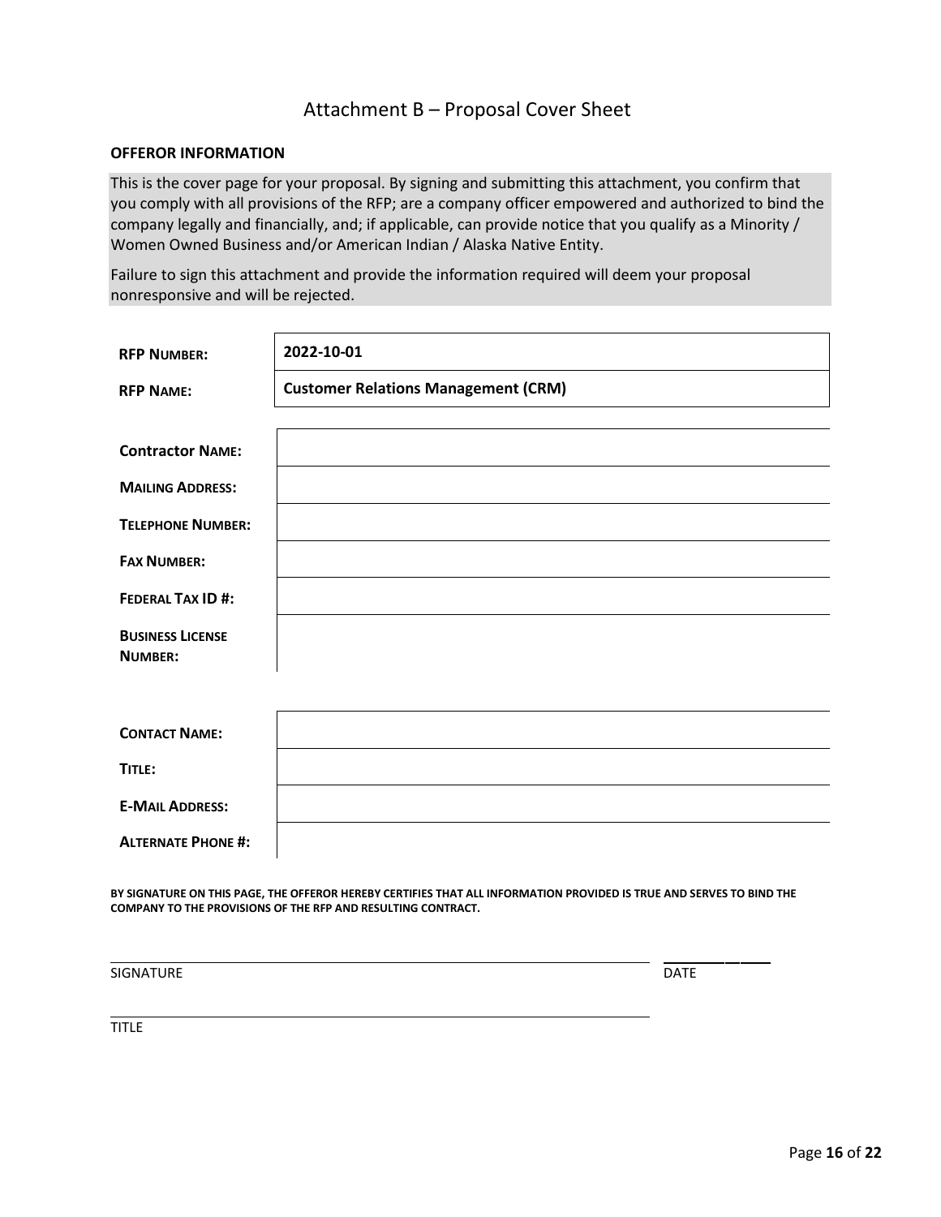# Attachment B – Proposal Cover Sheet

**OFFEROR INFORMATION**

This is the cover page for your proposal. By signing and submitting this attachment, you confirm that you comply with all provisions of the RFP; are a company officer empowered and authorized to bind the company legally and financially, and; if applicable, can provide notice that you qualify as a Minority / Women Owned Business and/or American Indian / Alaska Native Entity.

Failure to sign this attachment and provide the information required will deem your proposal nonresponsive and will be rejected.

| | |
|---|---|
| **RFP NUMBER:** | **2022-10-01** |
| **RFP NAME:** | **Customer Relations Management (CRM)** |

| | |
|---|---|
| **CONTRACTOR NAME:** | |
| **MAILING ADDRESS:** | |
| **TELEPHONE NUMBER:** | |
| **FAX NUMBER:** | |
| **FEDERAL TAX ID #:** | |
| **BUSINESS LICENSE NUMBER:** | |

| | |
|---|---|
| **CONTACT NAME:** | |
| **TITLE:** | |
| **E-MAIL ADDRESS:** | |
| **ALTERNATE PHONE #:** | |

**BY SIGNATURE ON THIS PAGE, THE OFFEROR HEREBY CERTIFIES THAT ALL INFORMATION PROVIDED IS TRUE AND SERVES TO BIND THE COMPANY TO THE PROVISIONS OF THE RFP AND RESULTING CONTRACT.**

_______________________________________________ ______________

SIGNATURE DATE

_______________________________________________

TITLE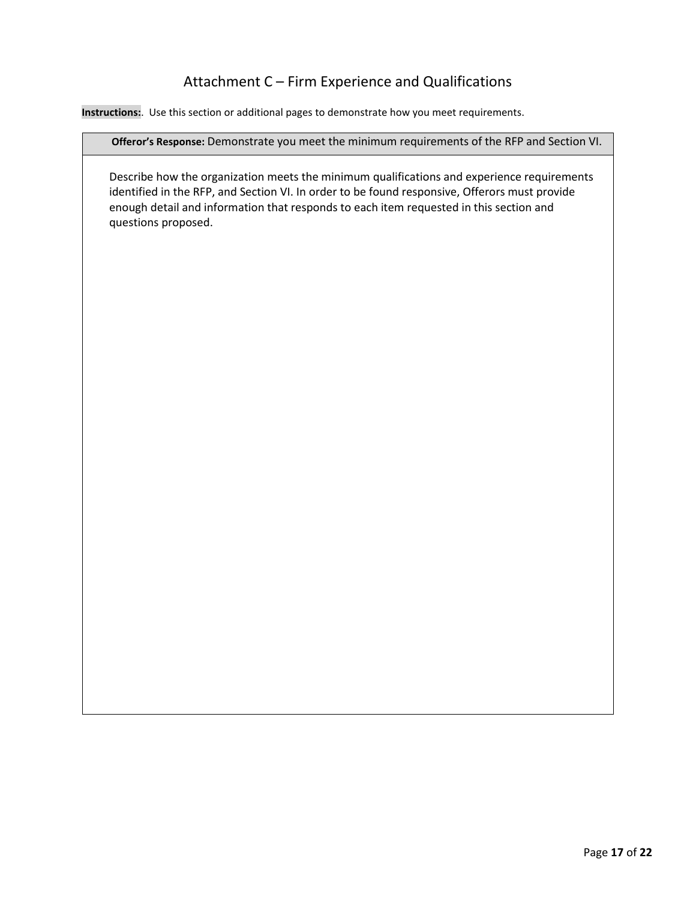# Attachment C – Firm Experience and Qualifications

**Instructions:**. Use this section or additional pages to demonstrate how you meet requirements.

| **Offeror's Response:** Demonstrate you meet the minimum requirements of the RFP and Section VI. |
|---|
| Describe how the organization meets the minimum qualifications and experience requirements identified in the RFP, and Section VI. In order to be found responsive, Offerors must provide enough detail and information that responds to each item requested in this section and questions proposed. |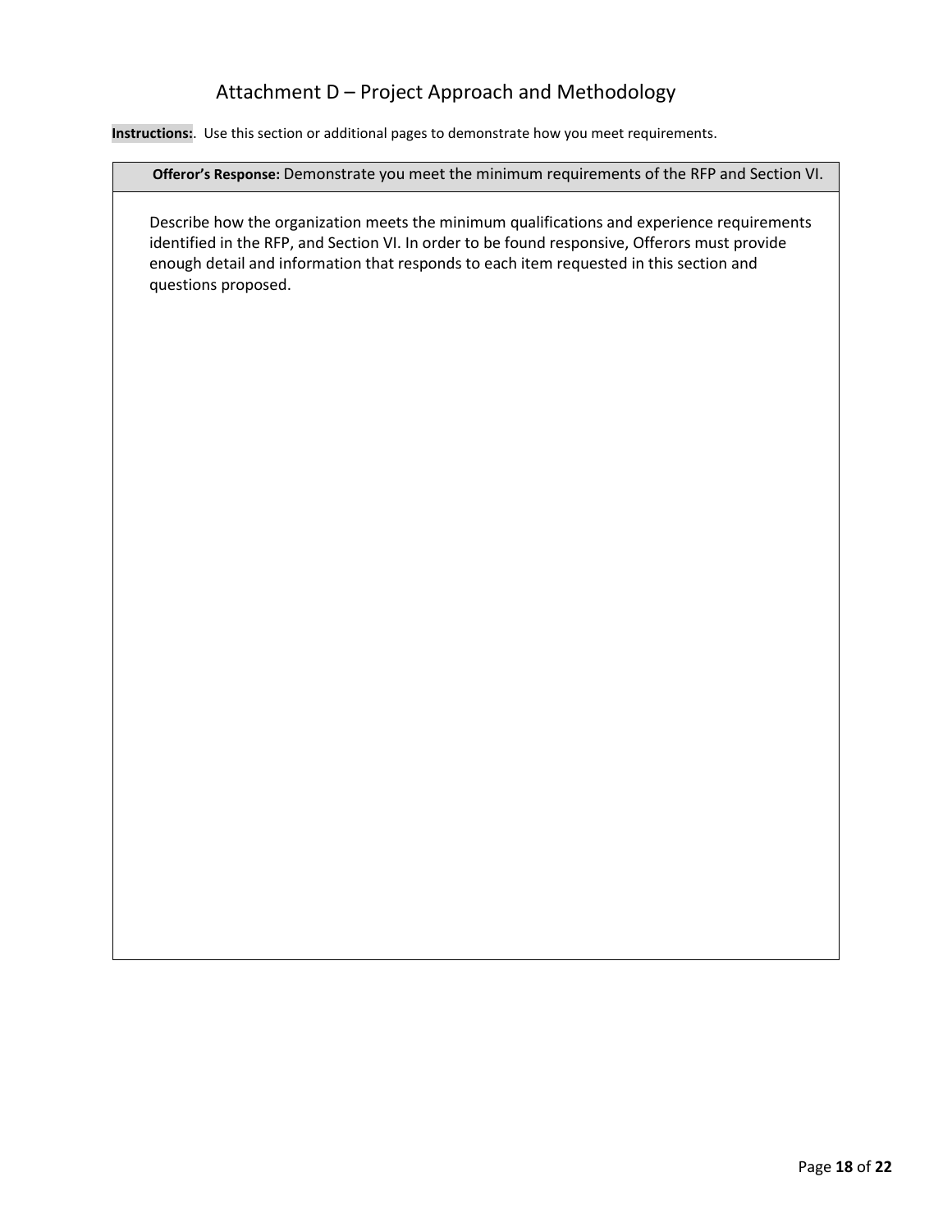# Attachment D – Project Approach and Methodology

**Instructions:**. Use this section or additional pages to demonstrate how you meet requirements.

| **Offeror's Response:** Demonstrate you meet the minimum requirements of the RFP and Section VI. |
| --- |
| Describe how the organization meets the minimum qualifications and experience requirements identified in the RFP, and Section VI. In order to be found responsive, Offerors must provide enough detail and information that responds to each item requested in this section and questions proposed. |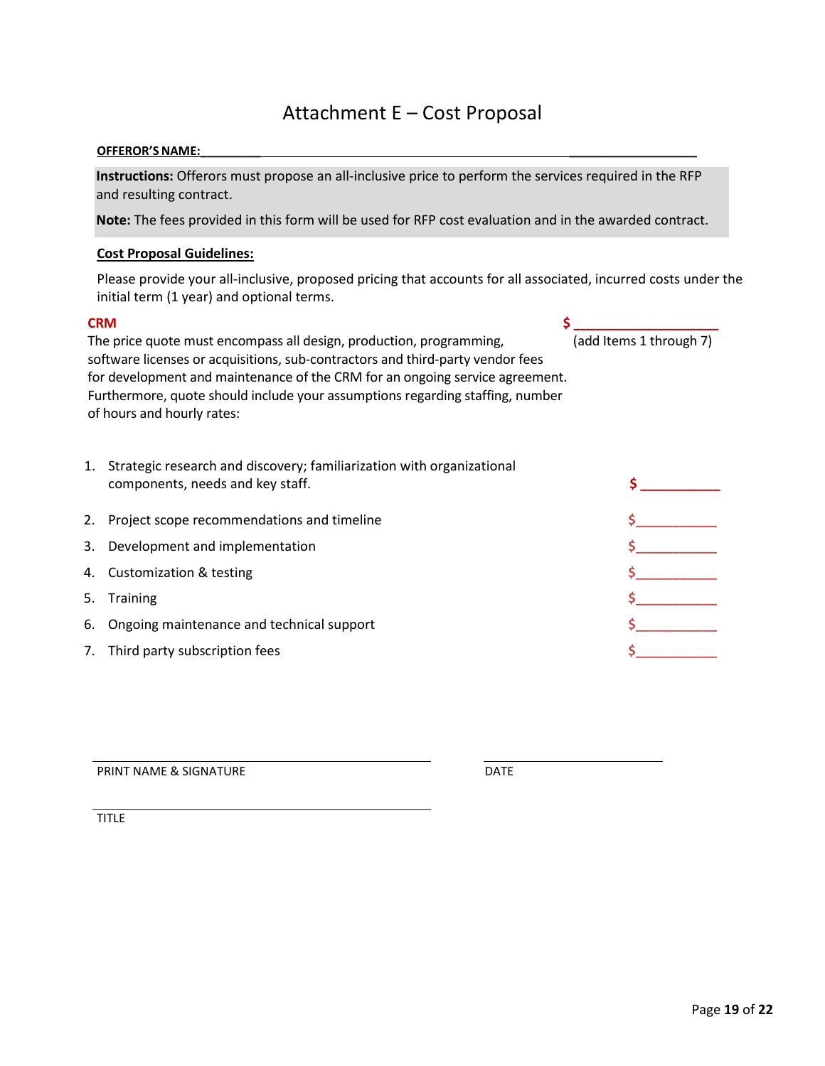# Attachment E – Cost Proposal

**OFFEROR'S NAME:**_________________________________________________________________

**Instructions:** Offerors must propose an all-inclusive price to perform the services required in the RFP and resulting contract.

**Note:** The fees provided in this form will be used for RFP cost evaluation and in the awarded contract.

**Cost Proposal Guidelines:**

Please provide your all-inclusive, proposed pricing that accounts for all associated, incurred costs under the initial term (1 year) and optional terms.

**CRM** **$ ____________________** (add Items 1 through 7)

The price quote must encompass all design, production, programming, software licenses or acquisitions, sub-contractors and third-party vendor fees for development and maintenance of the CRM for an ongoing service agreement. Furthermore, quote should include your assumptions regarding staffing, number of hours and hourly rates:

1. Strategic research and discovery; familiarization with organizational components, needs and key staff. **$ __________**
2. Project scope recommendations and timeline $__________
3. Development and implementation $__________
4. Customization & testing $__________
5. Training $__________
6. Ongoing maintenance and technical support $__________
7. Third party subscription fees $__________

_________________________________________ _________________________

PRINT NAME & SIGNATURE DATE

_________________________________________

TITLE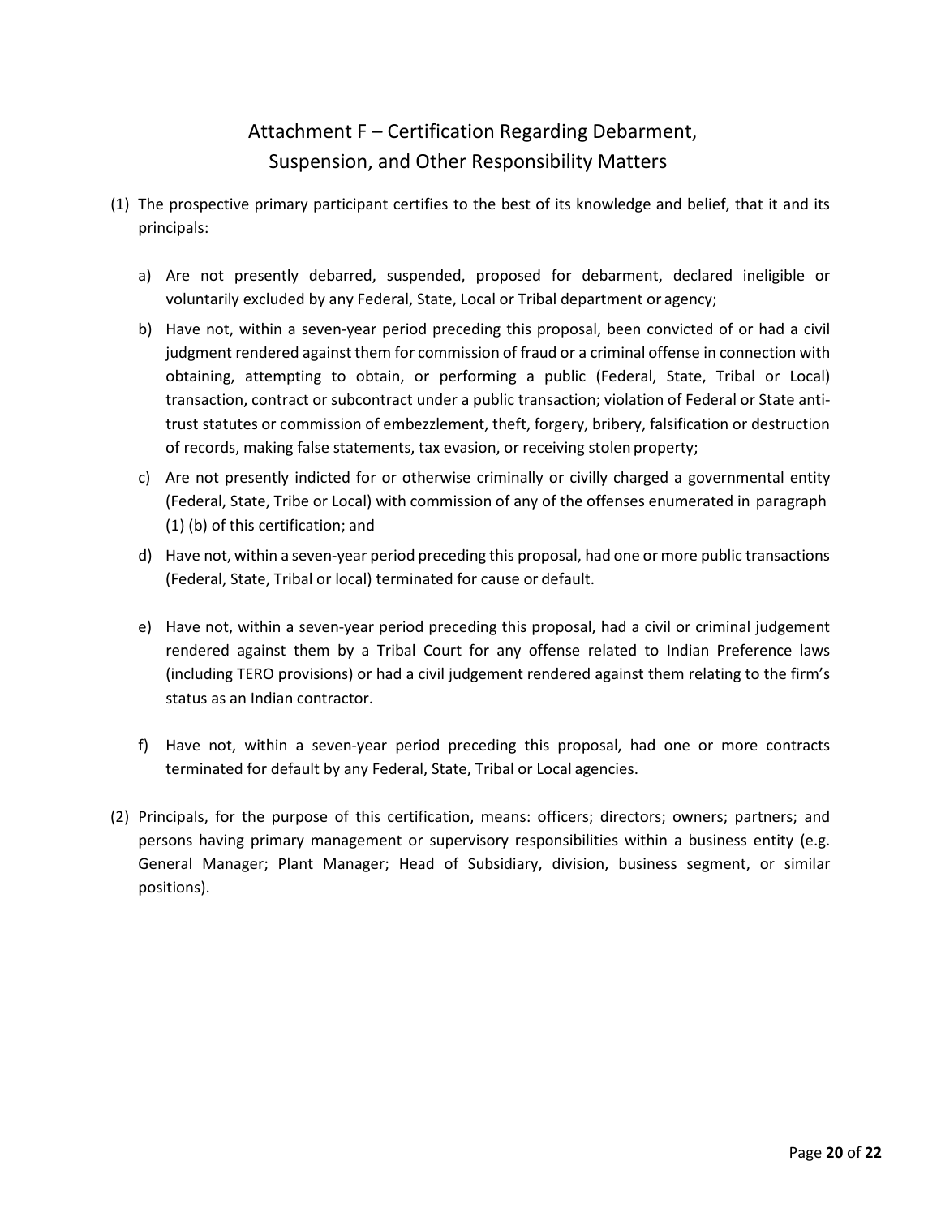# Attachment F – Certification Regarding Debarment, Suspension, and Other Responsibility Matters

(1) The prospective primary participant certifies to the best of its knowledge and belief, that it and its principals:

a) Are not presently debarred, suspended, proposed for debarment, declared ineligible or voluntarily excluded by any Federal, State, Local or Tribal department or agency;

b) Have not, within a seven-year period preceding this proposal, been convicted of or had a civil judgment rendered against them for commission of fraud or a criminal offense in connection with obtaining, attempting to obtain, or performing a public (Federal, State, Tribal or Local) transaction, contract or subcontract under a public transaction; violation of Federal or State anti-trust statutes or commission of embezzlement, theft, forgery, bribery, falsification or destruction of records, making false statements, tax evasion, or receiving stolen property;

c) Are not presently indicted for or otherwise criminally or civilly charged a governmental entity (Federal, State, Tribe or Local) with commission of any of the offenses enumerated in paragraph (1) (b) of this certification; and

d) Have not, within a seven-year period preceding this proposal, had one or more public transactions (Federal, State, Tribal or local) terminated for cause or default.

e) Have not, within a seven-year period preceding this proposal, had a civil or criminal judgement rendered against them by a Tribal Court for any offense related to Indian Preference laws (including TERO provisions) or had a civil judgement rendered against them relating to the firm's status as an Indian contractor.

f) Have not, within a seven-year period preceding this proposal, had one or more contracts terminated for default by any Federal, State, Tribal or Local agencies.

(2) Principals, for the purpose of this certification, means: officers; directors; owners; partners; and persons having primary management or supervisory responsibilities within a business entity (e.g. General Manager; Plant Manager; Head of Subsidiary, division, business segment, or similar positions).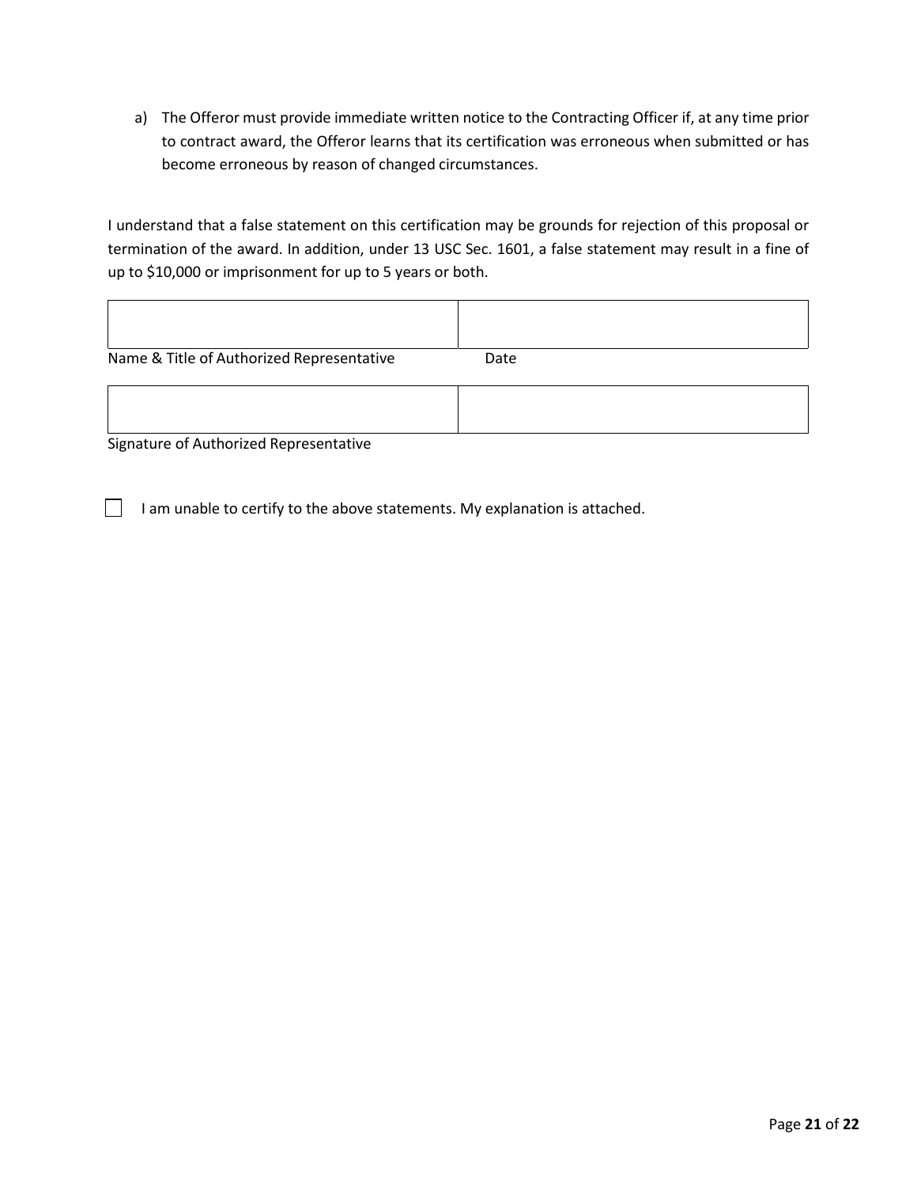a) The Offeror must provide immediate written notice to the Contracting Officer if, at any time prior to contract award, the Offeror learns that its certification was erroneous when submitted or has become erroneous by reason of changed circumstances.

I understand that a false statement on this certification may be grounds for rejection of this proposal or termination of the award. In addition, under 13 USC Sec. 1601, a false statement may result in a fine of up to $10,000 or imprisonment for up to 5 years or both.

| | |
|---|---|
| | |
| Name & Title of Authorized Representative | Date |
| | |
| Signature of Authorized Representative | |

☐ I am unable to certify to the above statements. My explanation is attached.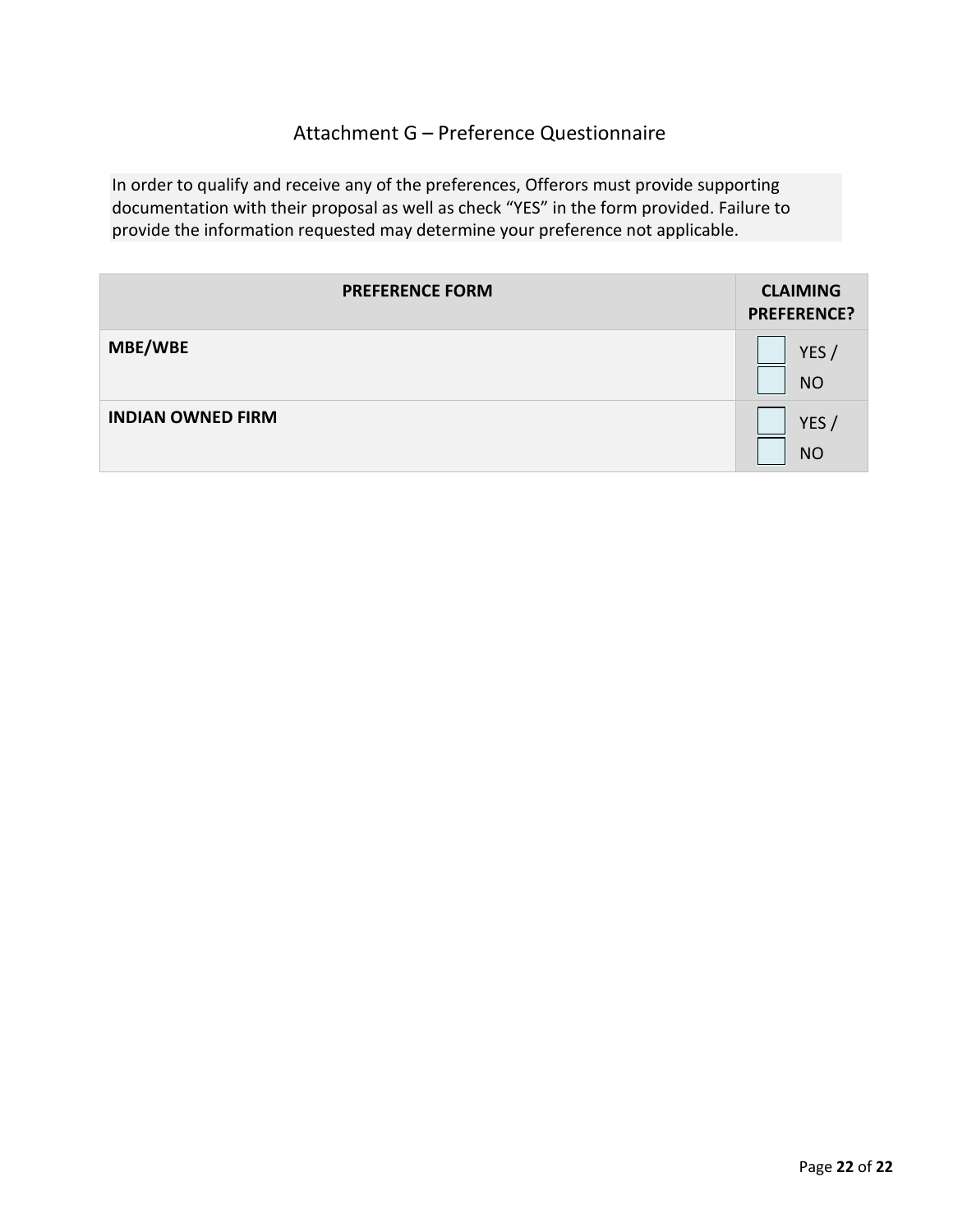# Attachment G – Preference Questionnaire

In order to qualify and receive any of the preferences, Offerors must provide supporting documentation with their proposal as well as check "YES" in the form provided. Failure to provide the information requested may determine your preference not applicable.

| PREFERENCE FORM | CLAIMING PREFERENCE? |
|---|---|
| **MBE/WBE** | ☐ YES / ☐ NO |
| **INDIAN OWNED FIRM** | ☐ YES / ☐ NO |